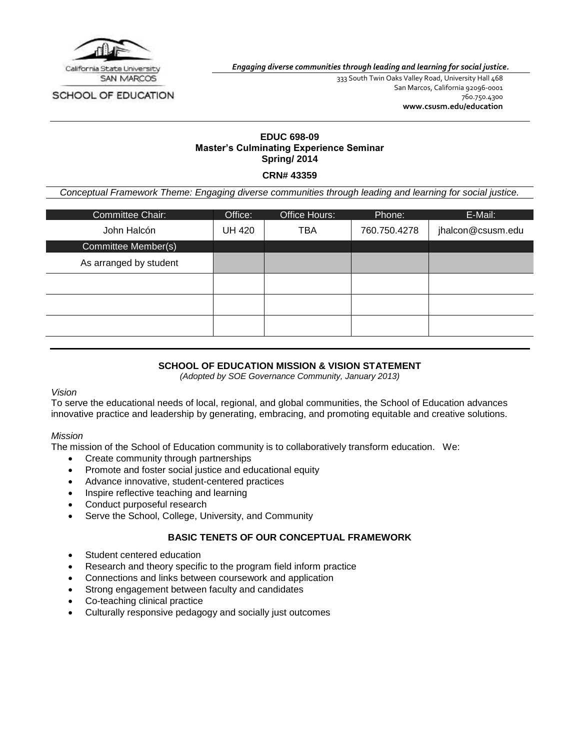California State University
SAN MARCOS
SCHOOL OF EDUCATION

*Engaging diverse communities through leading and learning for social justice.*

333 South Twin Oaks Valley Road, University Hall 468
San Marcos, California 92096-0001
760.750.4300
**www.csusm.edu/education**

**EDUC 698-09**
**Master's Culminating Experience Seminar**
**Spring/ 2014**

**CRN# 43359**

*Conceptual Framework Theme: Engaging diverse communities through leading and learning for social justice.*

| Committee Chair: | Office: | Office Hours: | Phone: | E-Mail: |
|---|---|---|---|---|
| John Halcón | UH 420 | TBA | 760.750.4278 | jhalcon@csusm.edu |
| Committee Member(s) | | | | |
| As arranged by student | | | | |
| | | | | |
| | | | | |
| | | | | |

## SCHOOL OF EDUCATION MISSION & VISION STATEMENT

*(Adopted by SOE Governance Community, January 2013)*

*Vision*

To serve the educational needs of local, regional, and global communities, the School of Education advances innovative practice and leadership by generating, embracing, and promoting equitable and creative solutions.

*Mission*

The mission of the School of Education community is to collaboratively transform education. We:

- Create community through partnerships
- Promote and foster social justice and educational equity
- Advance innovative, student-centered practices
- Inspire reflective teaching and learning
- Conduct purposeful research
- Serve the School, College, University, and Community

## BASIC TENETS OF OUR CONCEPTUAL FRAMEWORK

- Student centered education
- Research and theory specific to the program field inform practice
- Connections and links between coursework and application
- Strong engagement between faculty and candidates
- Co-teaching clinical practice
- Culturally responsive pedagogy and socially just outcomes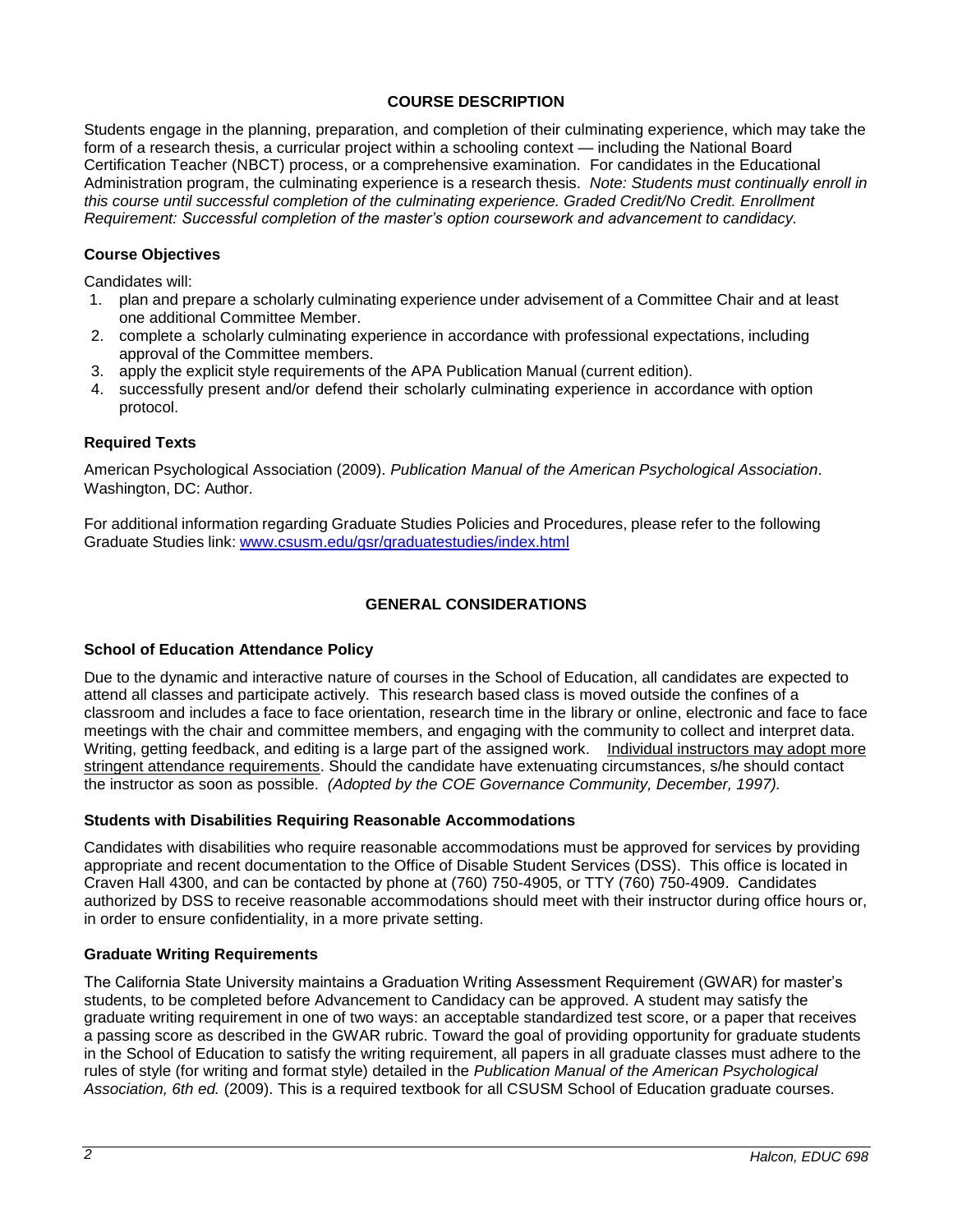## COURSE DESCRIPTION

Students engage in the planning, preparation, and completion of their culminating experience, which may take the form of a research thesis, a curricular project within a schooling context — including the National Board Certification Teacher (NBCT) process, or a comprehensive examination. For candidates in the Educational Administration program, the culminating experience is a research thesis. *Note: Students must continually enroll in this course until successful completion of the culminating experience. Graded Credit/No Credit. Enrollment Requirement: Successful completion of the master's option coursework and advancement to candidacy.*

### Course Objectives

Candidates will:

1. plan and prepare a scholarly culminating experience under advisement of a Committee Chair and at least one additional Committee Member.
2. complete a scholarly culminating experience in accordance with professional expectations, including approval of the Committee members.
3. apply the explicit style requirements of the APA Publication Manual (current edition).
4. successfully present and/or defend their scholarly culminating experience in accordance with option protocol.

### Required Texts

American Psychological Association (2009). *Publication Manual of the American Psychological Association*. Washington, DC: Author.

For additional information regarding Graduate Studies Policies and Procedures, please refer to the following Graduate Studies link: [www.csusm.edu/gsr/graduatestudies/index.html](www.csusm.edu/gsr/graduatestudies/index.html)

## GENERAL CONSIDERATIONS

### School of Education Attendance Policy

Due to the dynamic and interactive nature of courses in the School of Education, all candidates are expected to attend all classes and participate actively. This research based class is moved outside the confines of a classroom and includes a face to face orientation, research time in the library or online, electronic and face to face meetings with the chair and committee members, and engaging with the community to collect and interpret data. Writing, getting feedback, and editing is a large part of the assigned work. Individual instructors may adopt more stringent attendance requirements. Should the candidate have extenuating circumstances, s/he should contact the instructor as soon as possible. *(Adopted by the COE Governance Community, December, 1997).*

### Students with Disabilities Requiring Reasonable Accommodations

Candidates with disabilities who require reasonable accommodations must be approved for services by providing appropriate and recent documentation to the Office of Disable Student Services (DSS). This office is located in Craven Hall 4300, and can be contacted by phone at (760) 750-4905, or TTY (760) 750-4909. Candidates authorized by DSS to receive reasonable accommodations should meet with their instructor during office hours or, in order to ensure confidentiality, in a more private setting.

### Graduate Writing Requirements

The California State University maintains a Graduation Writing Assessment Requirement (GWAR) for master's students, to be completed before Advancement to Candidacy can be approved. A student may satisfy the graduate writing requirement in one of two ways: an acceptable standardized test score, or a paper that receives a passing score as described in the GWAR rubric. Toward the goal of providing opportunity for graduate students in the School of Education to satisfy the writing requirement, all papers in all graduate classes must adhere to the rules of style (for writing and format style) detailed in the *Publication Manual of the American Psychological Association, 6th ed.* (2009). This is a required textbook for all CSUSM School of Education graduate courses.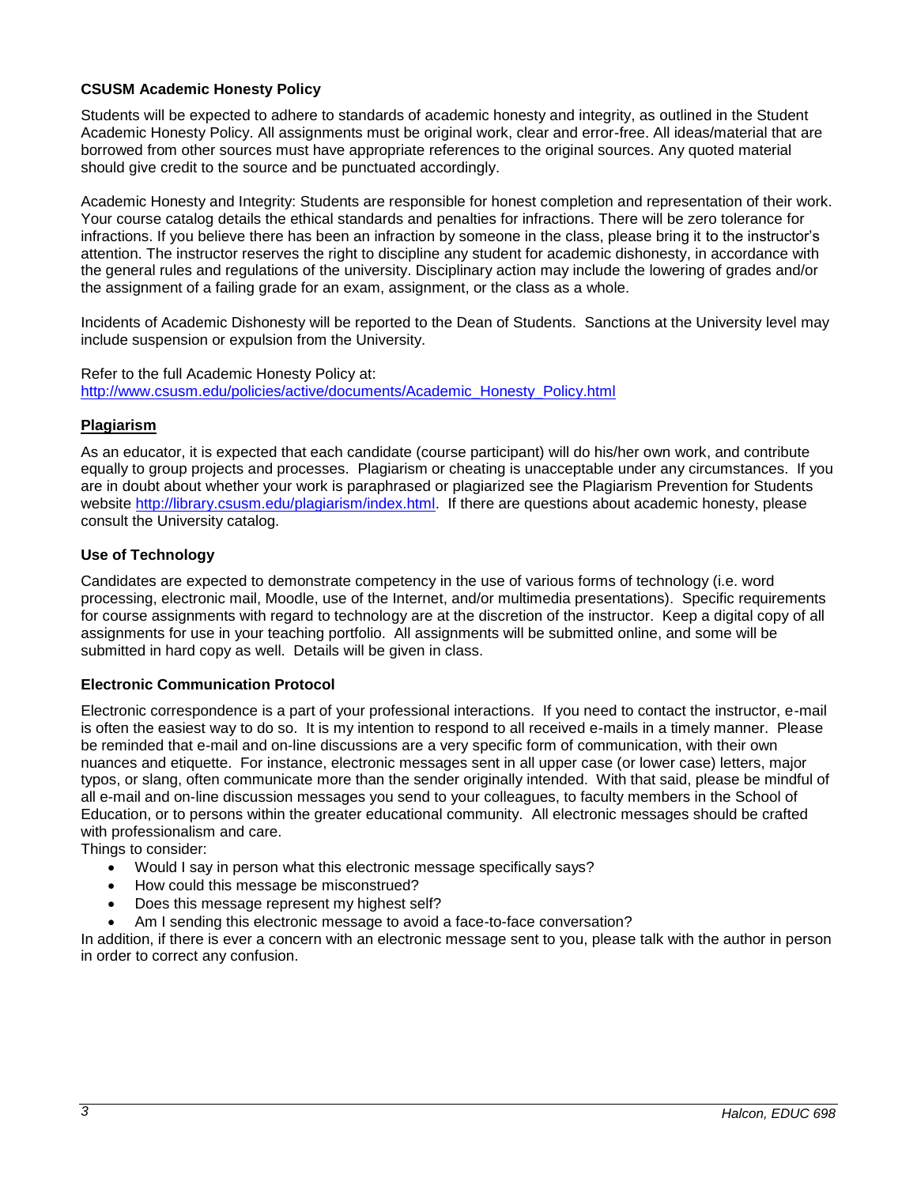### CSUSM Academic Honesty Policy

Students will be expected to adhere to standards of academic honesty and integrity, as outlined in the Student Academic Honesty Policy. All assignments must be original work, clear and error-free. All ideas/material that are borrowed from other sources must have appropriate references to the original sources. Any quoted material should give credit to the source and be punctuated accordingly.

Academic Honesty and Integrity: Students are responsible for honest completion and representation of their work. Your course catalog details the ethical standards and penalties for infractions. There will be zero tolerance for infractions. If you believe there has been an infraction by someone in the class, please bring it to the instructor's attention. The instructor reserves the right to discipline any student for academic dishonesty, in accordance with the general rules and regulations of the university. Disciplinary action may include the lowering of grades and/or the assignment of a failing grade for an exam, assignment, or the class as a whole.

Incidents of Academic Dishonesty will be reported to the Dean of Students. Sanctions at the University level may include suspension or expulsion from the University.

Refer to the full Academic Honesty Policy at: http://www.csusm.edu/policies/active/documents/Academic_Honesty_Policy.html

### Plagiarism

As an educator, it is expected that each candidate (course participant) will do his/her own work, and contribute equally to group projects and processes. Plagiarism or cheating is unacceptable under any circumstances. If you are in doubt about whether your work is paraphrased or plagiarized see the Plagiarism Prevention for Students website http://library.csusm.edu/plagiarism/index.html. If there are questions about academic honesty, please consult the University catalog.

### Use of Technology

Candidates are expected to demonstrate competency in the use of various forms of technology (i.e. word processing, electronic mail, Moodle, use of the Internet, and/or multimedia presentations). Specific requirements for course assignments with regard to technology are at the discretion of the instructor. Keep a digital copy of all assignments for use in your teaching portfolio. All assignments will be submitted online, and some will be submitted in hard copy as well. Details will be given in class.

### Electronic Communication Protocol

Electronic correspondence is a part of your professional interactions. If you need to contact the instructor, e-mail is often the easiest way to do so. It is my intention to respond to all received e-mails in a timely manner. Please be reminded that e-mail and on-line discussions are a very specific form of communication, with their own nuances and etiquette. For instance, electronic messages sent in all upper case (or lower case) letters, major typos, or slang, often communicate more than the sender originally intended. With that said, please be mindful of all e-mail and on-line discussion messages you send to your colleagues, to faculty members in the School of Education, or to persons within the greater educational community. All electronic messages should be crafted with professionalism and care.

Things to consider:

- Would I say in person what this electronic message specifically says?
- How could this message be misconstrued?
- Does this message represent my highest self?
- Am I sending this electronic message to avoid a face-to-face conversation?

In addition, if there is ever a concern with an electronic message sent to you, please talk with the author in person in order to correct any confusion.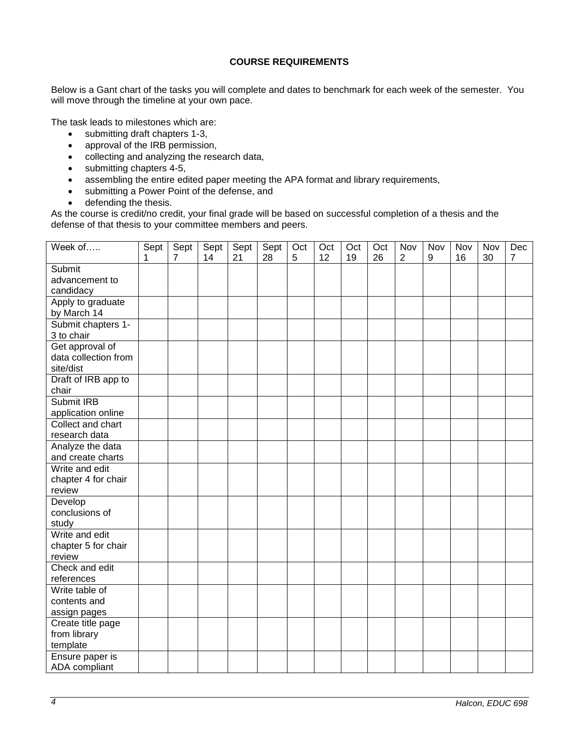**COURSE REQUIREMENTS**

Below is a Gant chart of the tasks you will complete and dates to benchmark for each week of the semester. You will move through the timeline at your own pace.

The task leads to milestones which are:

- submitting draft chapters 1-3,
- approval of the IRB permission,
- collecting and analyzing the research data,
- submitting chapters 4-5,
- assembling the entire edited paper meeting the APA format and library requirements,
- submitting a Power Point of the defense, and
- defending the thesis.

As the course is credit/no credit, your final grade will be based on successful completion of a thesis and the defense of that thesis to your committee members and peers.

| Week of….. | Sept 1 | Sept 7 | Sept 14 | Sept 21 | Sept 28 | Oct 5 | Oct 12 | Oct 19 | Oct 26 | Nov 2 | Nov 9 | Nov 16 | Nov 30 | Dec 7 |
|---|---|---|---|---|---|---|---|---|---|---|---|---|---|---|
| Submit advancement to candidacy | | | | | | | | | | | | | | |
| Apply to graduate by March 14 | | | | | | | | | | | | | | |
| Submit chapters 1-3 to chair | | | | | | | | | | | | | | |
| Get approval of data collection from site/dist | | | | | | | | | | | | | | |
| Draft of IRB app to chair | | | | | | | | | | | | | | |
| Submit IRB application online | | | | | | | | | | | | | | |
| Collect and chart research data | | | | | | | | | | | | | | |
| Analyze the data and create charts | | | | | | | | | | | | | | |
| Write and edit chapter 4 for chair review | | | | | | | | | | | | | | |
| Develop conclusions of study | | | | | | | | | | | | | | |
| Write and edit chapter 5 for chair review | | | | | | | | | | | | | | |
| Check and edit references | | | | | | | | | | | | | | |
| Write table of contents and assign pages | | | | | | | | | | | | | | |
| Create title page from library template | | | | | | | | | | | | | | |
| Ensure paper is ADA compliant | | | | | | | | | | | | | | |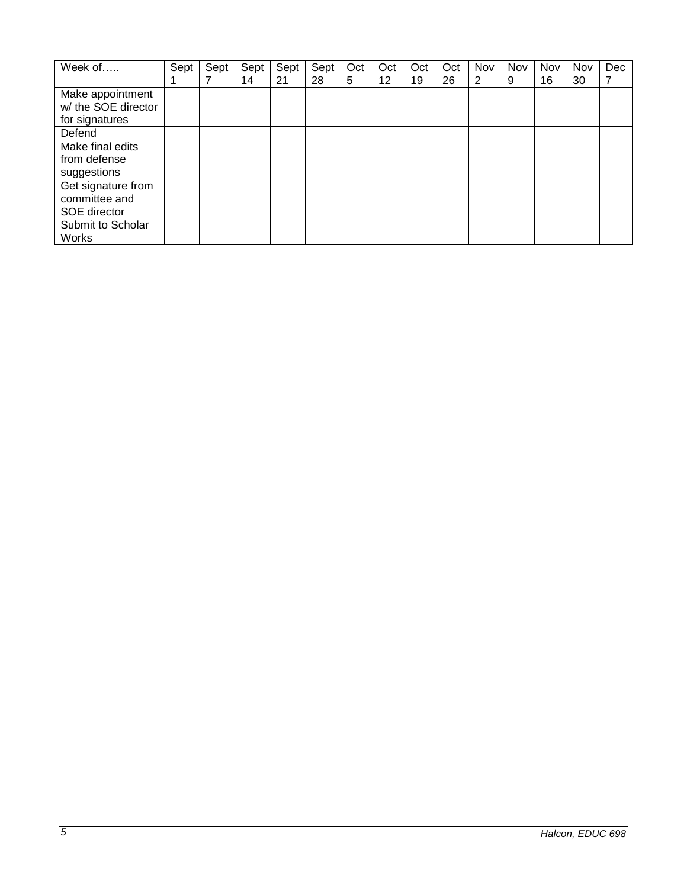| Week of….. | Sept 1 | Sept 7 | Sept 14 | Sept 21 | Sept 28 | Oct 5 | Oct 12 | Oct 19 | Oct 26 | Nov 2 | Nov 9 | Nov 16 | Nov 30 | Dec 7 |
|---|---|---|---|---|---|---|---|---|---|---|---|---|---|---|
| Make appointment w/ the SOE director for signatures | | | | | | | | | | | | | | |
| Defend | | | | | | | | | | | | | | |
| Make final edits from defense suggestions | | | | | | | | | | | | | | |
| Get signature from committee and SOE director | | | | | | | | | | | | | | |
| Submit to Scholar Works | | | | | | | | | | | | | | |